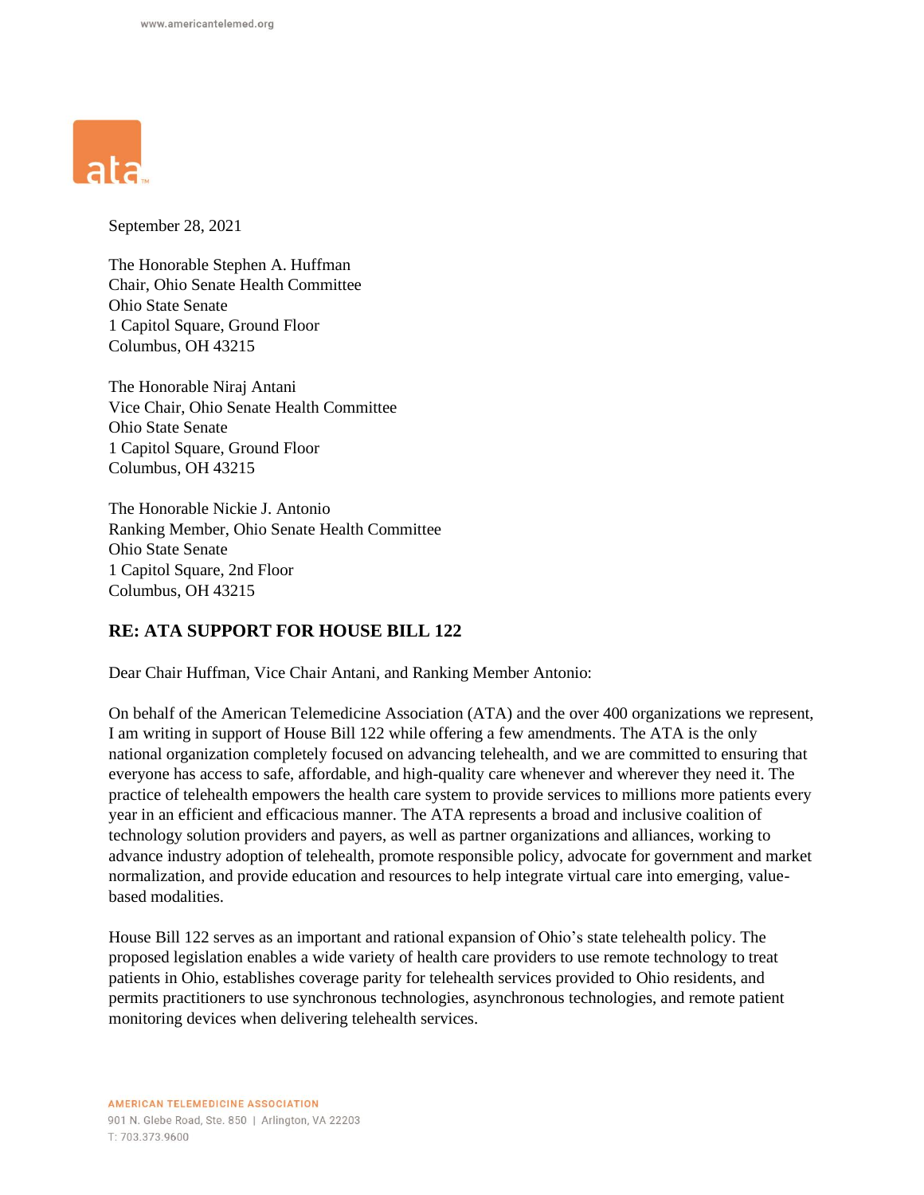September 28, 2021

The Honorable Stephen A. Huffman
Chair, Ohio Senate Health Committee
Ohio State Senate
1 Capitol Square, Ground Floor
Columbus, OH 43215

The Honorable Niraj Antani
Vice Chair, Ohio Senate Health Committee
Ohio State Senate
1 Capitol Square, Ground Floor
Columbus, OH 43215

The Honorable Nickie J. Antonio
Ranking Member, Ohio Senate Health Committee
Ohio State Senate
1 Capitol Square, 2nd Floor
Columbus, OH 43215

## RE: ATA SUPPORT FOR HOUSE BILL 122

Dear Chair Huffman, Vice Chair Antani, and Ranking Member Antonio:

On behalf of the American Telemedicine Association (ATA) and the over 400 organizations we represent, I am writing in support of House Bill 122 while offering a few amendments. The ATA is the only national organization completely focused on advancing telehealth, and we are committed to ensuring that everyone has access to safe, affordable, and high-quality care whenever and wherever they need it. The practice of telehealth empowers the health care system to provide services to millions more patients every year in an efficient and efficacious manner. The ATA represents a broad and inclusive coalition of technology solution providers and payers, as well as partner organizations and alliances, working to advance industry adoption of telehealth, promote responsible policy, advocate for government and market normalization, and provide education and resources to help integrate virtual care into emerging, value-based modalities.

House Bill 122 serves as an important and rational expansion of Ohio's state telehealth policy. The proposed legislation enables a wide variety of health care providers to use remote technology to treat patients in Ohio, establishes coverage parity for telehealth services provided to Ohio residents, and permits practitioners to use synchronous technologies, asynchronous technologies, and remote patient monitoring devices when delivering telehealth services.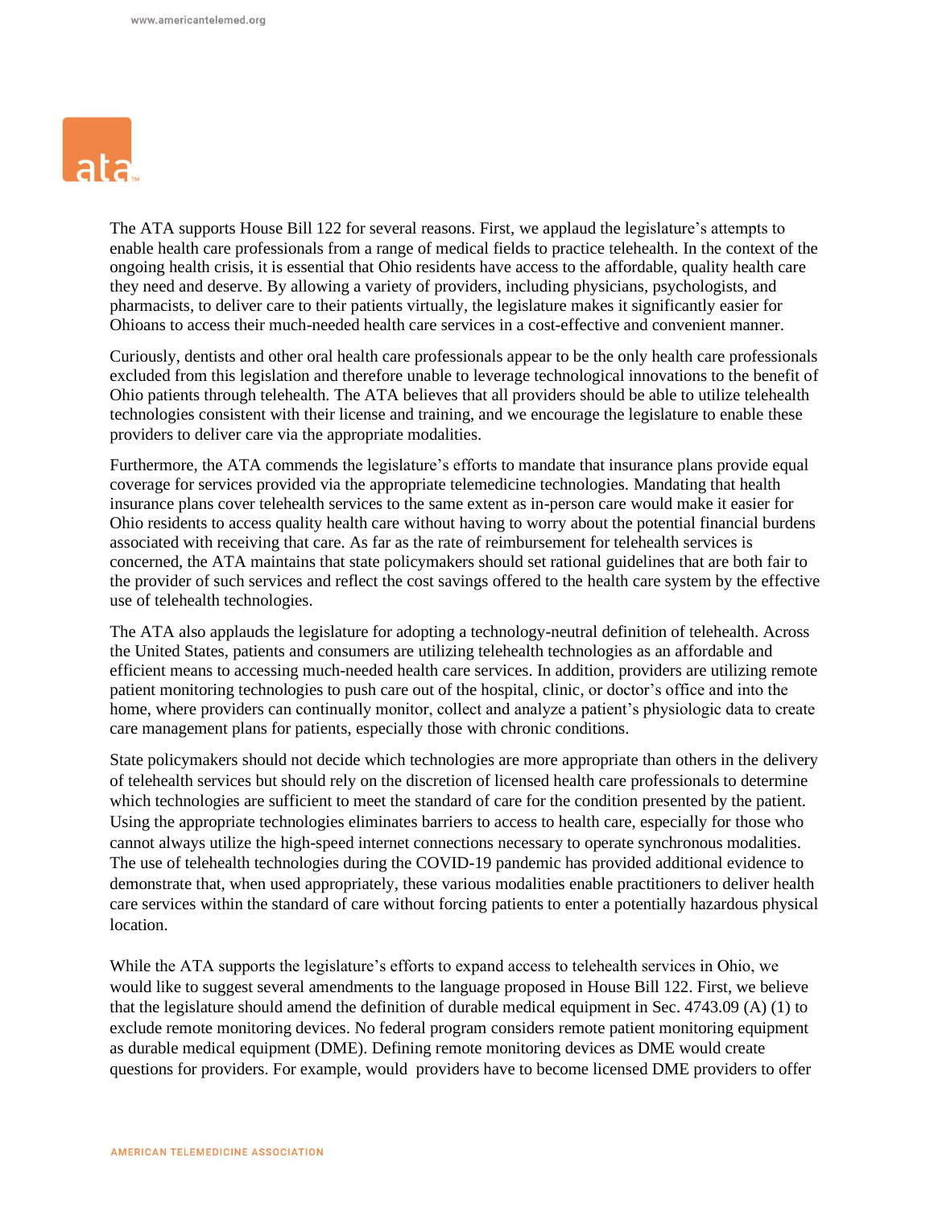The ATA supports House Bill 122 for several reasons. First, we applaud the legislature's attempts to enable health care professionals from a range of medical fields to practice telehealth. In the context of the ongoing health crisis, it is essential that Ohio residents have access to the affordable, quality health care they need and deserve. By allowing a variety of providers, including physicians, psychologists, and pharmacists, to deliver care to their patients virtually, the legislature makes it significantly easier for Ohioans to access their much-needed health care services in a cost-effective and convenient manner.

Curiously, dentists and other oral health care professionals appear to be the only health care professionals excluded from this legislation and therefore unable to leverage technological innovations to the benefit of Ohio patients through telehealth. The ATA believes that all providers should be able to utilize telehealth technologies consistent with their license and training, and we encourage the legislature to enable these providers to deliver care via the appropriate modalities.

Furthermore, the ATA commends the legislature's efforts to mandate that insurance plans provide equal coverage for services provided via the appropriate telemedicine technologies. Mandating that health insurance plans cover telehealth services to the same extent as in-person care would make it easier for Ohio residents to access quality health care without having to worry about the potential financial burdens associated with receiving that care. As far as the rate of reimbursement for telehealth services is concerned, the ATA maintains that state policymakers should set rational guidelines that are both fair to the provider of such services and reflect the cost savings offered to the health care system by the effective use of telehealth technologies.

The ATA also applauds the legislature for adopting a technology-neutral definition of telehealth. Across the United States, patients and consumers are utilizing telehealth technologies as an affordable and efficient means to accessing much-needed health care services. In addition, providers are utilizing remote patient monitoring technologies to push care out of the hospital, clinic, or doctor's office and into the home, where providers can continually monitor, collect and analyze a patient's physiologic data to create care management plans for patients, especially those with chronic conditions.

State policymakers should not decide which technologies are more appropriate than others in the delivery of telehealth services but should rely on the discretion of licensed health care professionals to determine which technologies are sufficient to meet the standard of care for the condition presented by the patient. Using the appropriate technologies eliminates barriers to access to health care, especially for those who cannot always utilize the high-speed internet connections necessary to operate synchronous modalities. The use of telehealth technologies during the COVID-19 pandemic has provided additional evidence to demonstrate that, when used appropriately, these various modalities enable practitioners to deliver health care services within the standard of care without forcing patients to enter a potentially hazardous physical location.

While the ATA supports the legislature's efforts to expand access to telehealth services in Ohio, we would like to suggest several amendments to the language proposed in House Bill 122. First, we believe that the legislature should amend the definition of durable medical equipment in Sec. 4743.09 (A) (1) to exclude remote monitoring devices. No federal program considers remote patient monitoring equipment as durable medical equipment (DME). Defining remote monitoring devices as DME would create questions for providers. For example, would providers have to become licensed DME providers to offer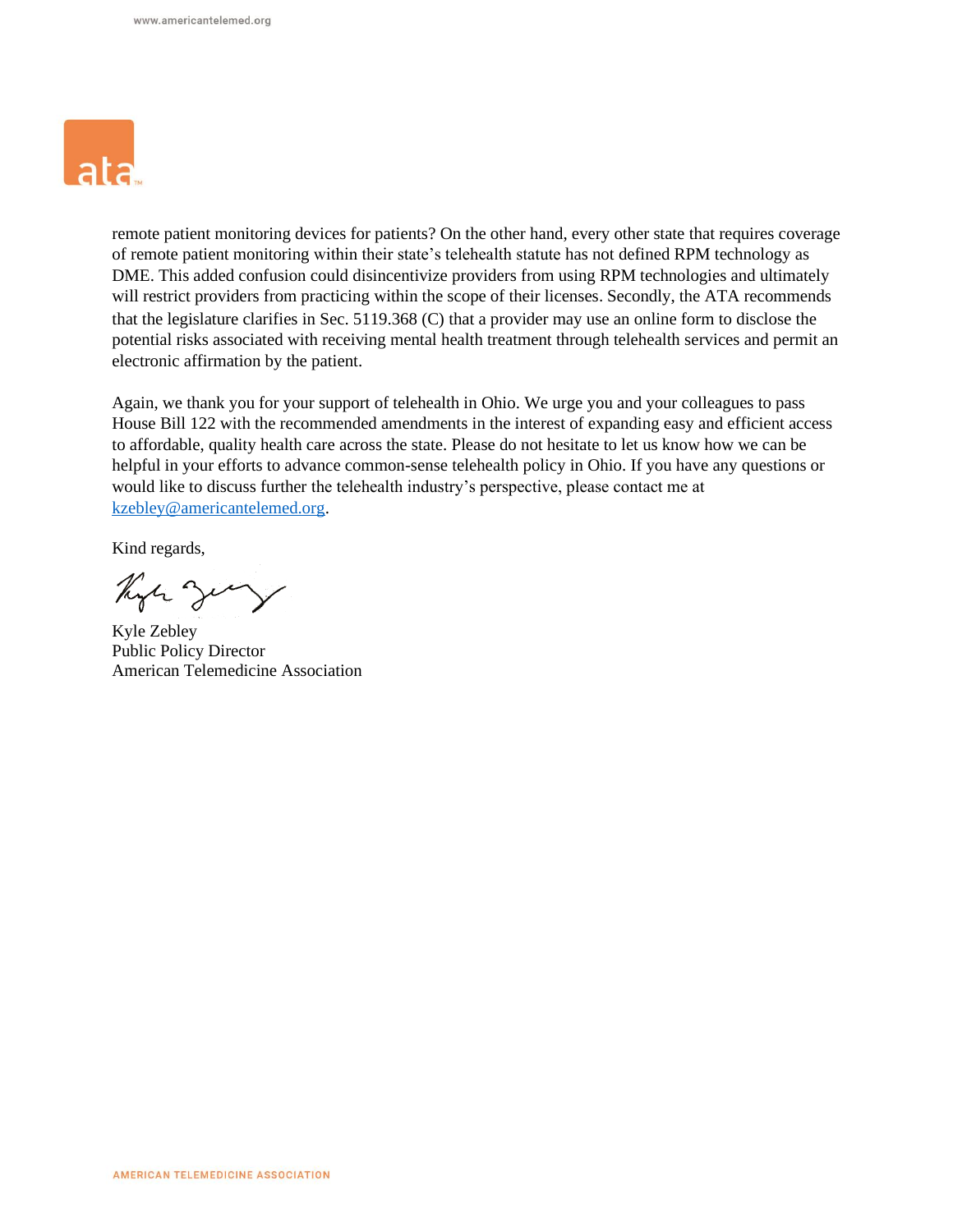remote patient monitoring devices for patients? On the other hand, every other state that requires coverage of remote patient monitoring within their state's telehealth statute has not defined RPM technology as DME. This added confusion could disincentivize providers from using RPM technologies and ultimately will restrict providers from practicing within the scope of their licenses. Secondly, the ATA recommends that the legislature clarifies in Sec. 5119.368 (C) that a provider may use an online form to disclose the potential risks associated with receiving mental health treatment through telehealth services and permit an electronic affirmation by the patient.

Again, we thank you for your support of telehealth in Ohio. We urge you and your colleagues to pass House Bill 122 with the recommended amendments in the interest of expanding easy and efficient access to affordable, quality health care across the state. Please do not hesitate to let us know how we can be helpful in your efforts to advance common-sense telehealth policy in Ohio. If you have any questions or would like to discuss further the telehealth industry's perspective, please contact me at [kzebley@americantelemed.org](mailto:kzebley@americantelemed.org).

Kind regards,

Kyle Zebley
Public Policy Director
American Telemedicine Association